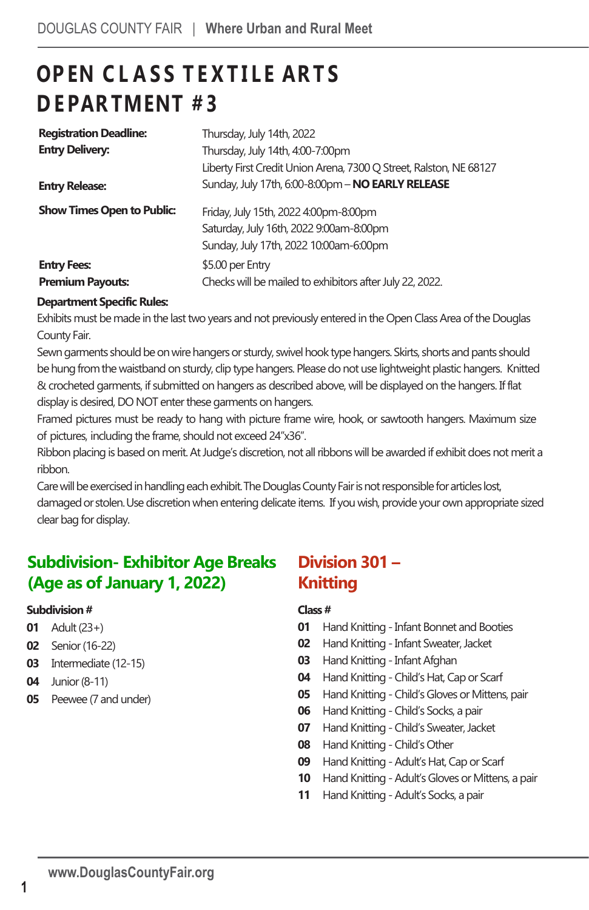# OPEN CLASS TEXTILE ARTS DEPARTMENT #3

| | |
|---|---|
| **Registration Deadline:** | Thursday, July 14th, 2022 |
| **Entry Delivery:** | Thursday, July 14th, 4:00-7:00pm<br>Liberty First Credit Union Arena, 7300 Q Street, Ralston, NE 68127 |
| **Entry Release:** | Sunday, July 17th, 6:00-8:00pm – **NO EARLY RELEASE** |
| **Show Times Open to Public:** | Friday, July 15th, 2022 4:00pm-8:00pm<br>Saturday, July 16th, 2022 9:00am-8:00pm<br>Sunday, July 17th, 2022 10:00am-6:00pm |
| **Entry Fees:** | $5.00 per Entry |
| **Premium Payouts:** | Checks will be mailed to exhibitors after July 22, 2022. |

**Department Specific Rules:**

Exhibits must be made in the last two years and not previously entered in the Open Class Area of the Douglas County Fair.

Sewn garments should be on wire hangers or sturdy, swivel hook type hangers. Skirts, shorts and pants should be hung from the waistband on sturdy, clip type hangers. Please do not use lightweight plastic hangers. Knitted & crocheted garments, if submitted on hangers as described above, will be displayed on the hangers. If flat display is desired, DO NOT enter these garments on hangers.

Framed pictures must be ready to hang with picture frame wire, hook, or sawtooth hangers. Maximum size of pictures, including the frame, should not exceed 24"x36".

Ribbon placing is based on merit. At Judge's discretion, not all ribbons will be awarded if exhibit does not merit a ribbon.

Care will be exercised in handling each exhibit. The Douglas County Fair is not responsible for articles lost, damaged or stolen. Use discretion when entering delicate items. If you wish, provide your own appropriate sized clear bag for display.

## Subdivision- Exhibitor Age Breaks (Age as of January 1, 2022)

**Subdivision #**

- **01** Adult (23+)
- **02** Senior (16-22)
- **03** Intermediate (12-15)
- **04** Junior (8-11)
- **05** Peewee (7 and under)

## Division 301 – Knitting

**Class #**

- **01** Hand Knitting - Infant Bonnet and Booties
- **02** Hand Knitting - Infant Sweater, Jacket
- **03** Hand Knitting - Infant Afghan
- **04** Hand Knitting - Child's Hat, Cap or Scarf
- **05** Hand Knitting - Child's Gloves or Mittens, pair
- **06** Hand Knitting - Child's Socks, a pair
- **07** Hand Knitting - Child's Sweater, Jacket
- **08** Hand Knitting - Child's Other
- **09** Hand Knitting - Adult's Hat, Cap or Scarf
- **10** Hand Knitting - Adult's Gloves or Mittens, a pair
- **11** Hand Knitting - Adult's Socks, a pair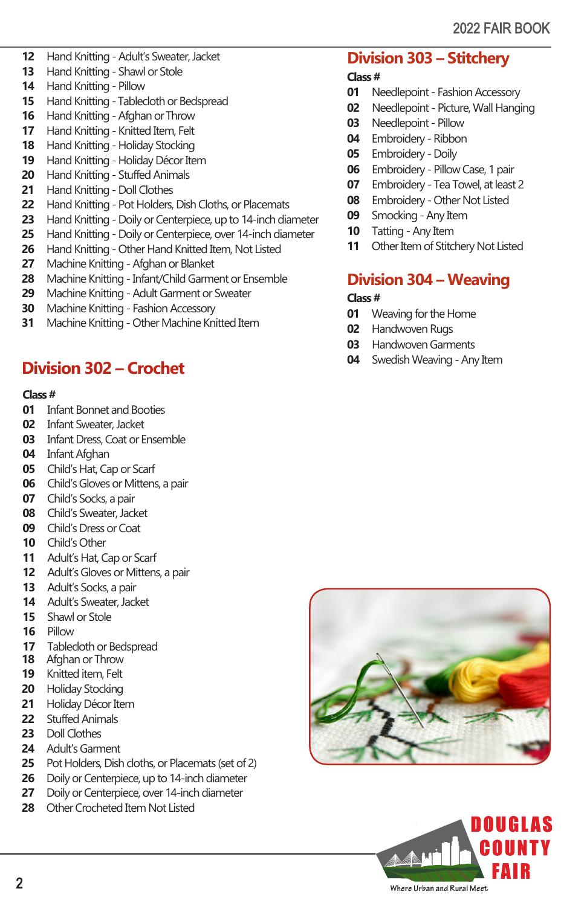12 Hand Knitting - Adult's Sweater, Jacket
13 Hand Knitting - Shawl or Stole
14 Hand Knitting - Pillow
15 Hand Knitting - Tablecloth or Bedspread
16 Hand Knitting - Afghan or Throw
17 Hand Knitting - Knitted Item, Felt
18 Hand Knitting - Holiday Stocking
19 Hand Knitting - Holiday Décor Item
20 Hand Knitting - Stuffed Animals
21 Hand Knitting - Doll Clothes
22 Hand Knitting - Pot Holders, Dish Cloths, or Placemats
23 Hand Knitting - Doily or Centerpiece, up to 14-inch diameter
25 Hand Knitting - Doily or Centerpiece, over 14-inch diameter
26 Hand Knitting - Other Hand Knitted Item, Not Listed
27 Machine Knitting - Afghan or Blanket
28 Machine Knitting - Infant/Child Garment or Ensemble
29 Machine Knitting - Adult Garment or Sweater
30 Machine Knitting - Fashion Accessory
31 Machine Knitting - Other Machine Knitted Item

## Division 302 – Crochet

**Class #**

01 Infant Bonnet and Booties
02 Infant Sweater, Jacket
03 Infant Dress, Coat or Ensemble
04 Infant Afghan
05 Child's Hat, Cap or Scarf
06 Child's Gloves or Mittens, a pair
07 Child's Socks, a pair
08 Child's Sweater, Jacket
09 Child's Dress or Coat
10 Child's Other
11 Adult's Hat, Cap or Scarf
12 Adult's Gloves or Mittens, a pair
13 Adult's Socks, a pair
14 Adult's Sweater, Jacket
15 Shawl or Stole
16 Pillow
17 Tablecloth or Bedspread
18 Afghan or Throw
19 Knitted item, Felt
20 Holiday Stocking
21 Holiday Décor Item
22 Stuffed Animals
23 Doll Clothes
24 Adult's Garment
25 Pot Holders, Dish cloths, or Placemats (set of 2)
26 Doily or Centerpiece, up to 14-inch diameter
27 Doily or Centerpiece, over 14-inch diameter
28 Other Crocheted Item Not Listed

## Division 303 – Stitchery

**Class #**

01 Needlepoint - Fashion Accessory
02 Needlepoint - Picture, Wall Hanging
03 Needlepoint - Pillow
04 Embroidery - Ribbon
05 Embroidery - Doily
06 Embroidery - Pillow Case, 1 pair
07 Embroidery - Tea Towel, at least 2
08 Embroidery - Other Not Listed
09 Smocking - Any Item
10 Tatting - Any Item
11 Other Item of Stitchery Not Listed

## Division 304 – Weaving

**Class #**

01 Weaving for the Home
02 Handwoven Rugs
03 Handwoven Garments
04 Swedish Weaving - Any Item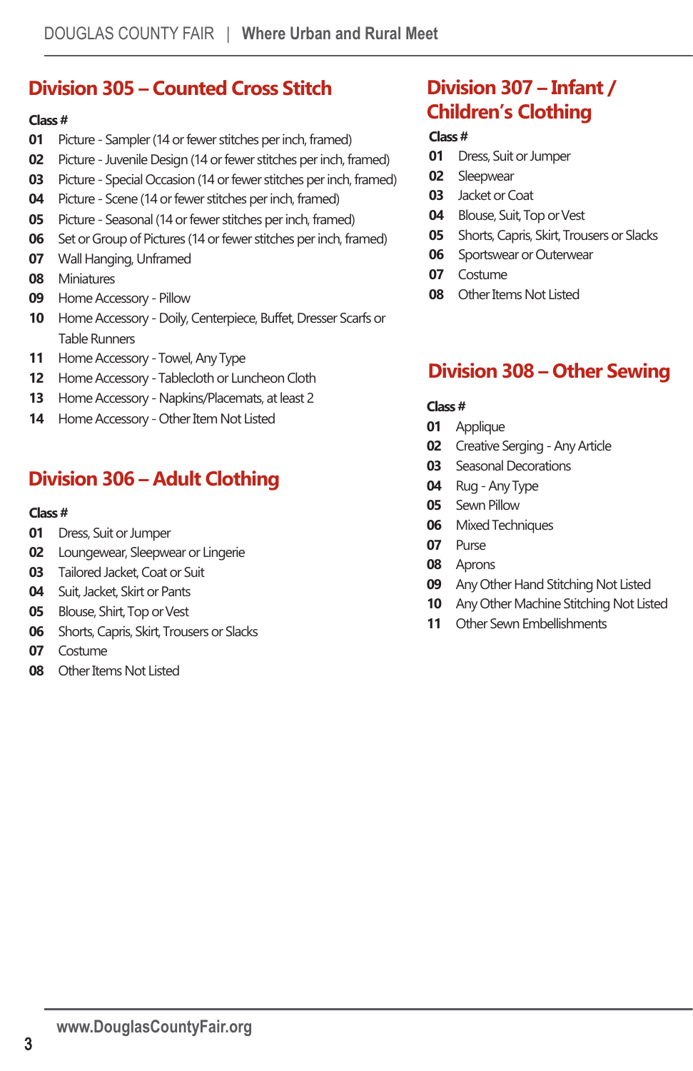## Division 305 – Counted Cross Stitch

**Class #**

**01** Picture - Sampler (14 or fewer stitches per inch, framed)
**02** Picture - Juvenile Design (14 or fewer stitches per inch, framed)
**03** Picture - Special Occasion (14 or fewer stitches per inch, framed)
**04** Picture - Scene (14 or fewer stitches per inch, framed)
**05** Picture - Seasonal (14 or fewer stitches per inch, framed)
**06** Set or Group of Pictures (14 or fewer stitches per inch, framed)
**07** Wall Hanging, Unframed
**08** Miniatures
**09** Home Accessory - Pillow
**10** Home Accessory - Doily, Centerpiece, Buffet, Dresser Scarfs or Table Runners
**11** Home Accessory - Towel, Any Type
**12** Home Accessory - Tablecloth or Luncheon Cloth
**13** Home Accessory - Napkins/Placemats, at least 2
**14** Home Accessory - Other Item Not Listed

## Division 306 – Adult Clothing

**Class #**

**01** Dress, Suit or Jumper
**02** Loungewear, Sleepwear or Lingerie
**03** Tailored Jacket, Coat or Suit
**04** Suit, Jacket, Skirt or Pants
**05** Blouse, Shirt, Top or Vest
**06** Shorts, Capris, Skirt, Trousers or Slacks
**07** Costume
**08** Other Items Not Listed

## Division 307 – Infant / Children's Clothing

**Class #**

**01** Dress, Suit or Jumper
**02** Sleepwear
**03** Jacket or Coat
**04** Blouse, Suit, Top or Vest
**05** Shorts, Capris, Skirt, Trousers or Slacks
**06** Sportswear or Outerwear
**07** Costume
**08** Other Items Not Listed

## Division 308 – Other Sewing

**Class #**

**01** Applique
**02** Creative Serging - Any Article
**03** Seasonal Decorations
**04** Rug - Any Type
**05** Sewn Pillow
**06** Mixed Techniques
**07** Purse
**08** Aprons
**09** Any Other Hand Stitching Not Listed
**10** Any Other Machine Stitching Not Listed
**11** Other Sewn Embellishments